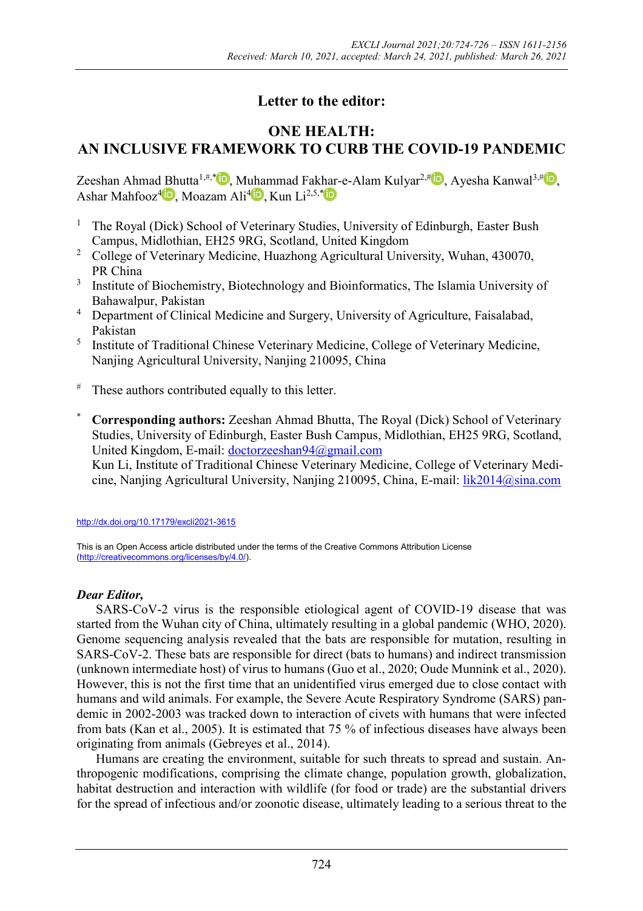Received: March 10, 2021, accepted: March 24, 2021, published: March 26, 2021

## Letter to the editor:

# ONE HEALTH: AN INCLUSIVE FRAMEWORK TO CURB THE COVID-19 PANDEMIC

Zeeshan Ahmad Bhutta[1,#,*], Muhammad Fakhar-e-Alam Kulyar[2,#], Ayesha Kanwal[3,#], Ashar Mahfooz[4], Moazam Ali[4], Kun Li[2,5,*]

1. The Royal (Dick) School of Veterinary Studies, University of Edinburgh, Easter Bush Campus, Midlothian, EH25 9RG, Scotland, United Kingdom
2. College of Veterinary Medicine, Huazhong Agricultural University, Wuhan, 430070, PR China
3. Institute of Biochemistry, Biotechnology and Bioinformatics, The Islamia University of Bahawalpur, Pakistan
4. Department of Clinical Medicine and Surgery, University of Agriculture, Faisalabad, Pakistan
5. Institute of Traditional Chinese Veterinary Medicine, College of Veterinary Medicine, Nanjing Agricultural University, Nanjing 210095, China

[#] These authors contributed equally to this letter.

[*] **Corresponding authors:** Zeeshan Ahmad Bhutta, The Royal (Dick) School of Veterinary Studies, University of Edinburgh, Easter Bush Campus, Midlothian, EH25 9RG, Scotland, United Kingdom, E-mail: doctorzeeshan94@gmail.com
Kun Li, Institute of Traditional Chinese Veterinary Medicine, College of Veterinary Medicine, Nanjing Agricultural University, Nanjing 210095, China, E-mail: lik2014@sina.com

http://dx.doi.org/10.17179/excli2021-3615

This is an Open Access article distributed under the terms of the Creative Commons Attribution License (http://creativecommons.org/licenses/by/4.0/).

***Dear Editor,***

SARS-CoV-2 virus is the responsible etiological agent of COVID-19 disease that was started from the Wuhan city of China, ultimately resulting in a global pandemic (WHO, 2020). Genome sequencing analysis revealed that the bats are responsible for mutation, resulting in SARS-CoV-2. These bats are responsible for direct (bats to humans) and indirect transmission (unknown intermediate host) of virus to humans (Guo et al., 2020; Oude Munnink et al., 2020). However, this is not the first time that an unidentified virus emerged due to close contact with humans and wild animals. For example, the Severe Acute Respiratory Syndrome (SARS) pandemic in 2002-2003 was tracked down to interaction of civets with humans that were infected from bats (Kan et al., 2005). It is estimated that 75 % of infectious diseases have always been originating from animals (Gebreyes et al., 2014).

Humans are creating the environment, suitable for such threats to spread and sustain. Anthropogenic modifications, comprising the climate change, population growth, globalization, habitat destruction and interaction with wildlife (for food or trade) are the substantial drivers for the spread of infectious and/or zoonotic disease, ultimately leading to a serious threat to the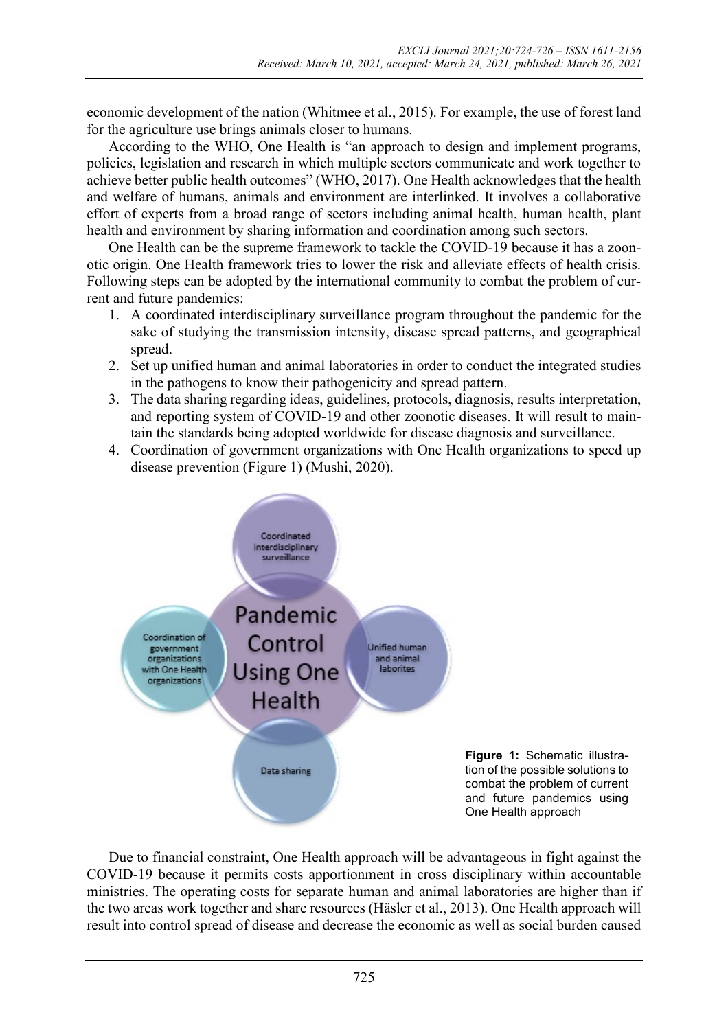economic development of the nation (Whitmee et al., 2015). For example, the use of forest land for the agriculture use brings animals closer to humans.

According to the WHO, One Health is "an approach to design and implement programs, policies, legislation and research in which multiple sectors communicate and work together to achieve better public health outcomes" (WHO, 2017). One Health acknowledges that the health and welfare of humans, animals and environment are interlinked. It involves a collaborative effort of experts from a broad range of sectors including animal health, human health, plant health and environment by sharing information and coordination among such sectors.

One Health can be the supreme framework to tackle the COVID-19 because it has a zoonotic origin. One Health framework tries to lower the risk and alleviate effects of health crisis. Following steps can be adopted by the international community to combat the problem of current and future pandemics:

1. A coordinated interdisciplinary surveillance program throughout the pandemic for the sake of studying the transmission intensity, disease spread patterns, and geographical spread.
2. Set up unified human and animal laboratories in order to conduct the integrated studies in the pathogens to know their pathogenicity and spread pattern.
3. The data sharing regarding ideas, guidelines, protocols, diagnosis, results interpretation, and reporting system of COVID-19 and other zoonotic diseases. It will result to maintain the standards being adopted worldwide for disease diagnosis and surveillance.
4. Coordination of government organizations with One Health organizations to speed up disease prevention (Figure 1) (Mushi, 2020).

**Figure 1:** Schematic illustration of the possible solutions to combat the problem of current and future pandemics using One Health approach

Due to financial constraint, One Health approach will be advantageous in fight against the COVID-19 because it permits costs apportionment in cross disciplinary within accountable ministries. The operating costs for separate human and animal laboratories are higher than if the two areas work together and share resources (Häsler et al., 2013). One Health approach will result into control spread of disease and decrease the economic as well as social burden caused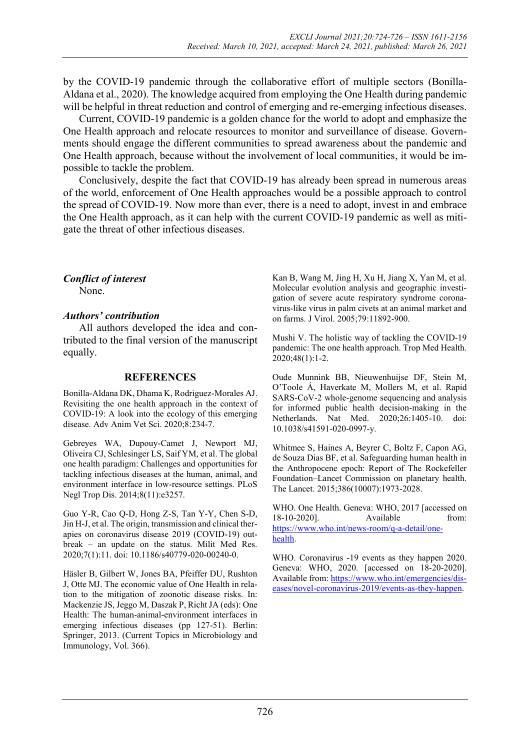by the COVID-19 pandemic through the collaborative effort of multiple sectors (Bonilla-Aldana et al., 2020). The knowledge acquired from employing the One Health during pandemic will be helpful in threat reduction and control of emerging and re-emerging infectious diseases.

Current, COVID-19 pandemic is a golden chance for the world to adopt and emphasize the One Health approach and relocate resources to monitor and surveillance of disease. Governments should engage the different communities to spread awareness about the pandemic and One Health approach, because without the involvement of local communities, it would be impossible to tackle the problem.

Conclusively, despite the fact that COVID-19 has already been spread in numerous areas of the world, enforcement of One Health approaches would be a possible approach to control the spread of COVID-19. Now more than ever, there is a need to adopt, invest in and embrace the One Health approach, as it can help with the current COVID-19 pandemic as well as mitigate the threat of other infectious diseases.

### *Conflict of interest*

None.

### *Authors' contribution*

All authors developed the idea and contributed to the final version of the manuscript equally.

## REFERENCES

Bonilla-Aldana DK, Dhama K, Rodriguez-Morales AJ. Revisiting the one health approach in the context of COVID-19: A look into the ecology of this emerging disease. Adv Anim Vet Sci. 2020;8:234-7.

Gebreyes WA, Dupouy-Camet J, Newport MJ, Oliveira CJ, Schlesinger LS, Saif YM, et al. The global one health paradigm: Challenges and opportunities for tackling infectious diseases at the human, animal, and environment interface in low-resource settings. PLoS Negl Trop Dis. 2014;8(11):e3257.

Guo Y-R, Cao Q-D, Hong Z-S, Tan Y-Y, Chen S-D, Jin H-J, et al. The origin, transmission and clinical therapies on coronavirus disease 2019 (COVID-19) outbreak – an update on the status. Milit Med Res. 2020;7(1):11. doi: 10.1186/s40779-020-00240-0.

Häsler B, Gilbert W, Jones BA, Pfeiffer DU, Rushton J, Otte MJ. The economic value of One Health in relation to the mitigation of zoonotic disease risks. In: Mackenzie JS, Jeggo M, Daszak P, Richt JA (eds): One Health: The human-animal-environment interfaces in emerging infectious diseases (pp 127-51). Berlin: Springer, 2013. (Current Topics in Microbiology and Immunology, Vol. 366).

Kan B, Wang M, Jing H, Xu H, Jiang X, Yan M, et al. Molecular evolution analysis and geographic investigation of severe acute respiratory syndrome coronavirus-like virus in palm civets at an animal market and on farms. J Virol. 2005;79:11892-900.

Mushi V. The holistic way of tackling the COVID-19 pandemic: The one health approach. Trop Med Health. 2020;48(1):1-2.

Oude Munnink BB, Nieuwenhuijse DF, Stein M, O'Toole Á, Haverkate M, Mollers M, et al. Rapid SARS-CoV-2 whole-genome sequencing and analysis for informed public health decision-making in the Netherlands. Nat Med. 2020;26:1405-10. doi: 10.1038/s41591-020-0997-y.

Whitmee S, Haines A, Beyrer C, Boltz F, Capon AG, de Souza Dias BF, et al. Safeguarding human health in the Anthropocene epoch: Report of The Rockefeller Foundation–Lancet Commission on planetary health. The Lancet. 2015;386(10007):1973-2028.

WHO. One Health. Geneva: WHO, 2017 [accessed on 18-10-2020]. Available from: https://www.who.int/news-room/q-a-detail/one-health.

WHO. Coronavirus -19 events as they happen 2020. Geneva: WHO, 2020. [accessed on 18-20-2020]. Available from: https://www.who.int/emergencies/diseases/novel-coronavirus-2019/events-as-they-happen.